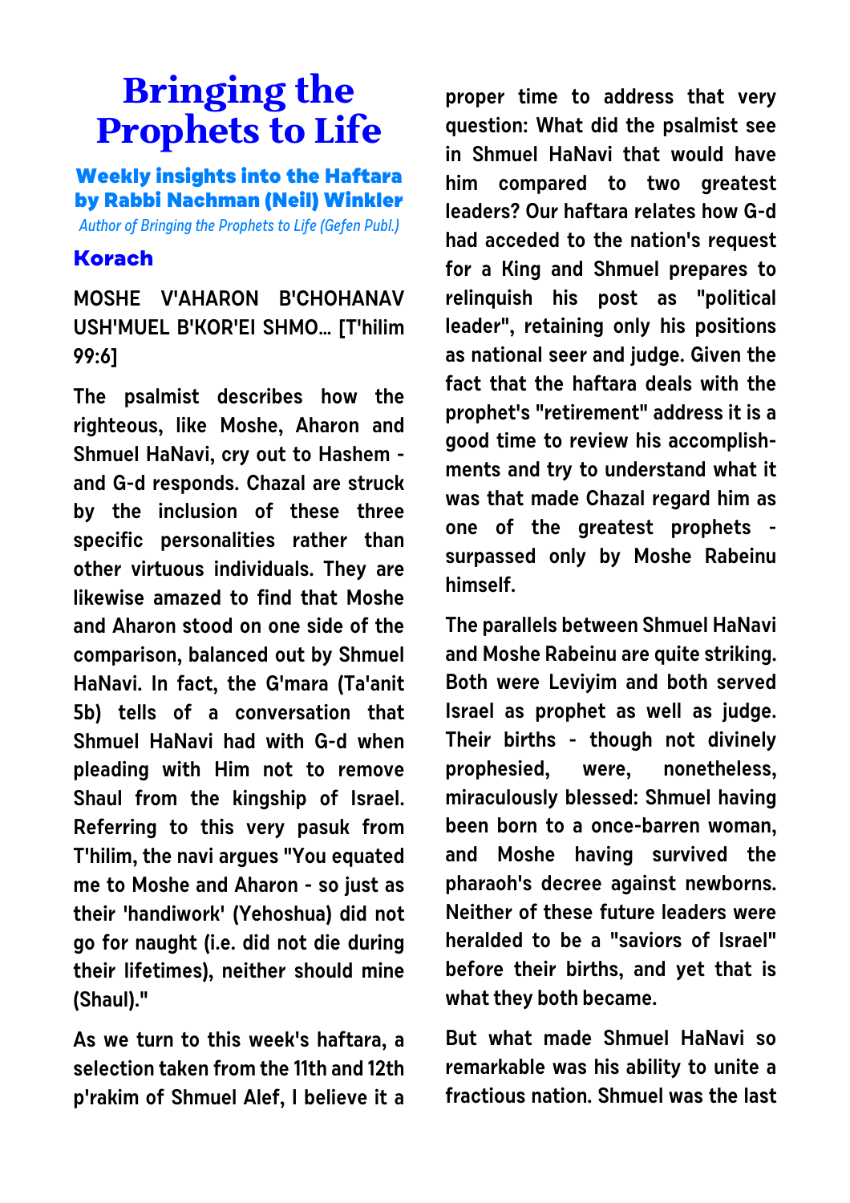# Bringing the Prophets to Life

## Weekly insights into the Haftara by Rabbi Nachman (Neil) Winkler

*Author of Bringing the Prophets to Life (Gefen Publ.)*

### Korach

MOSHE V'AHARON B'CHOHANAV USH'MUEL B'KOR'EI SHMO... [T'hilim 99:6]

**The psalmist describes how the righteous, like Moshe, Aharon and Shmuel HaNavi, cry out to Hashem - and G-d responds. Chazal are struck by the inclusion of these three specific personalities rather than other virtuous individuals. They are likewise amazed to find that Moshe and Aharon stood on one side of the comparison, balanced out by Shmuel HaNavi. In fact, the G'mara (Ta'anit 5b) tells of a conversation that Shmuel HaNavi had with G-d when pleading with Him not to remove Shaul from the kingship of Israel. Referring to this very pasuk from T'hilim, the navi argues "You equated me to Moshe and Aharon - so just as their 'handiwork' (Yehoshua) did not go for naught (i.e. did not die during their lifetimes), neither should mine (Shaul)."**

**As we turn to this week's haftara, a selection taken from the 11th and 12th p'rakim of Shmuel Alef, I believe it a proper time to address that very question: What did the psalmist see in Shmuel HaNavi that would have him compared to two greatest leaders? Our haftara relates how G-d had acceded to the nation's request for a King and Shmuel prepares to relinquish his post as "political leader", retaining only his positions as national seer and judge. Given the fact that the haftara deals with the prophet's "retirement" address it is a good time to review his accomplishments and try to understand what it was that made Chazal regard him as one of the greatest prophets - surpassed only by Moshe Rabeinu himself.**

The parallels between Shmuel HaNavi and Moshe Rabeinu are quite striking. Both were Leviyim and both served Israel as prophet as well as judge. Their births - though not divinely prophesied, were, nonetheless, miraculously blessed: Shmuel having been born to a once-barren woman, and Moshe having survived the pharaoh's decree against newborns. Neither of these future leaders were heralded to be a "saviors of Israel" before their births, and yet that is what they both became.

But what made Shmuel HaNavi so remarkable was his ability to unite a fractious nation. Shmuel was the last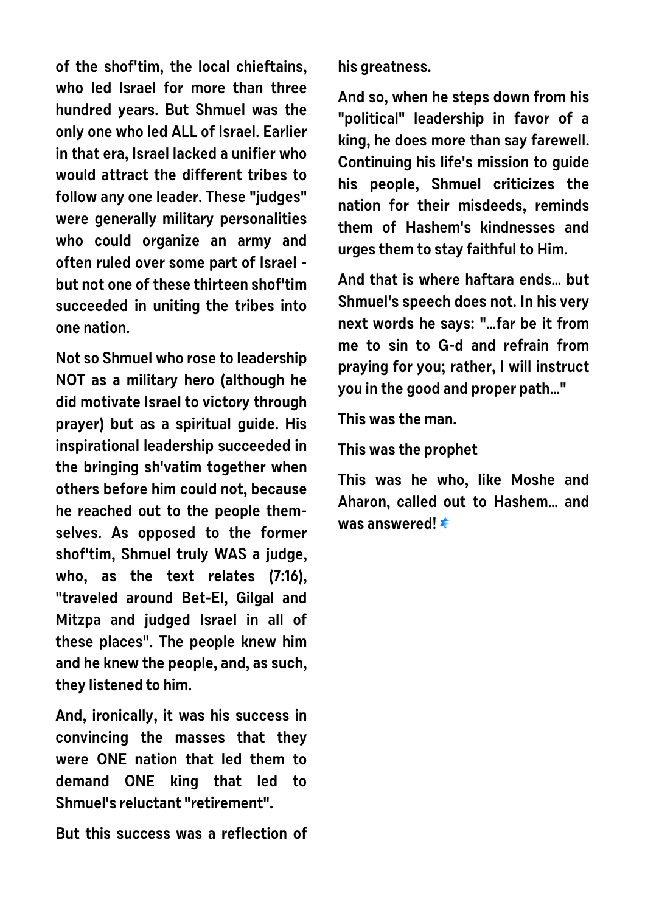of the shof'tim, the local chieftains, who led Israel for more than three hundred years. But Shmuel was the only one who led ALL of Israel. Earlier in that era, Israel lacked a unifier who would attract the different tribes to follow any one leader. These "judges" were generally military personalities who could organize an army and often ruled over some part of Israel - but not one of these thirteen shof'tim succeeded in uniting the tribes into one nation.

Not so Shmuel who rose to leadership NOT as a military hero (although he did motivate Israel to victory through prayer) but as a spiritual guide. His inspirational leadership succeeded in the bringing sh'vatim together when others before him could not, because he reached out to the people themselves. As opposed to the former shof'tim, Shmuel truly WAS a judge, who, as the text relates (7:16), "traveled around Bet-El, Gilgal and Mitzpa and judged Israel in all of these places". The people knew him and he knew the people, and, as such, they listened to him.

And, ironically, it was his success in convincing the masses that they were ONE nation that led them to demand ONE king that led to Shmuel's reluctant "retirement".

But this success was a reflection of his greatness.

And so, when he steps down from his "political" leadership in favor of a king, he does more than say farewell. Continuing his life's mission to guide his people, Shmuel criticizes the nation for their misdeeds, reminds them of Hashem's kindnesses and urges them to stay faithful to Him.

And that is where haftara ends... but Shmuel's speech does not. In his very next words he says: "...far be it from me to sin to G-d and refrain from praying for you; rather, I will instruct you in the good and proper path..."

This was the man.

This was the prophet

This was he who, like Moshe and Aharon, called out to Hashem... and was answered!